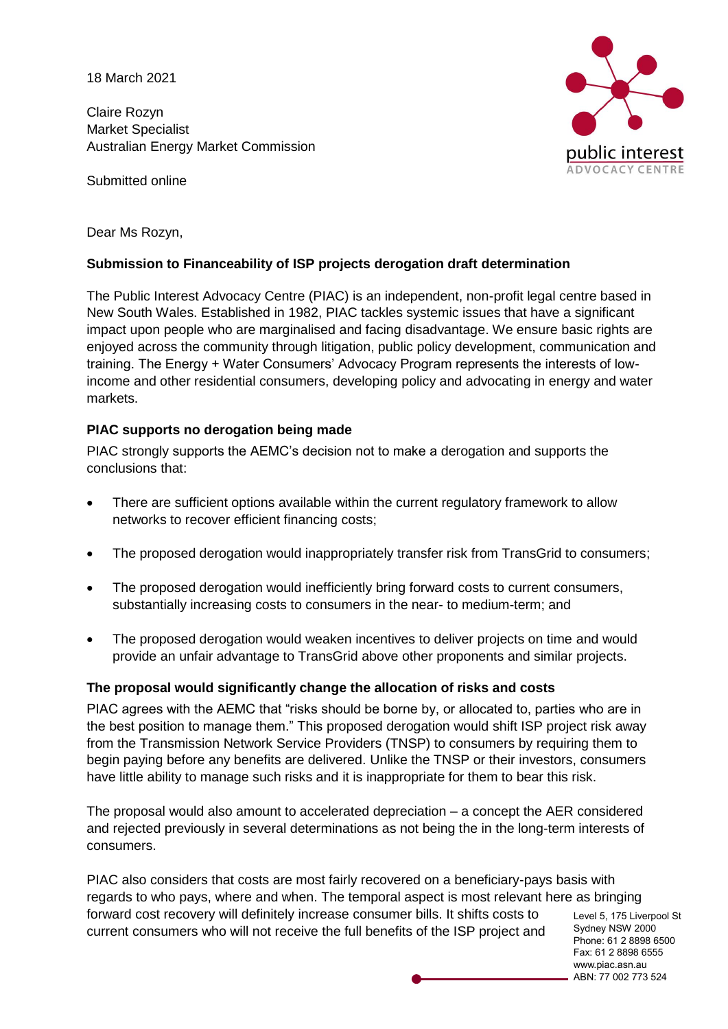18 March 2021

Claire Rozyn
Market Specialist
Australian Energy Market Commission

Submitted online

Dear Ms Rozyn,

**Submission to Financeability of ISP projects derogation draft determination**

The Public Interest Advocacy Centre (PIAC) is an independent, non-profit legal centre based in New South Wales. Established in 1982, PIAC tackles systemic issues that have a significant impact upon people who are marginalised and facing disadvantage. We ensure basic rights are enjoyed across the community through litigation, public policy development, communication and training. The Energy + Water Consumers' Advocacy Program represents the interests of low-income and other residential consumers, developing policy and advocating in energy and water markets.

**PIAC supports no derogation being made**

PIAC strongly supports the AEMC's decision not to make a derogation and supports the conclusions that:

- There are sufficient options available within the current regulatory framework to allow networks to recover efficient financing costs;
- The proposed derogation would inappropriately transfer risk from TransGrid to consumers;
- The proposed derogation would inefficiently bring forward costs to current consumers, substantially increasing costs to consumers in the near- to medium-term; and
- The proposed derogation would weaken incentives to deliver projects on time and would provide an unfair advantage to TransGrid above other proponents and similar projects.

**The proposal would significantly change the allocation of risks and costs**

PIAC agrees with the AEMC that "risks should be borne by, or allocated to, parties who are in the best position to manage them." This proposed derogation would shift ISP project risk away from the Transmission Network Service Providers (TNSP) to consumers by requiring them to begin paying before any benefits are delivered. Unlike the TNSP or their investors, consumers have little ability to manage such risks and it is inappropriate for them to bear this risk.

The proposal would also amount to accelerated depreciation – a concept the AER considered and rejected previously in several determinations as not being the in the long-term interests of consumers.

PIAC also considers that costs are most fairly recovered on a beneficiary-pays basis with regards to who pays, where and when. The temporal aspect is most relevant here as bringing forward cost recovery will definitely increase consumer bills. It shifts costs to current consumers who will not receive the full benefits of the ISP project and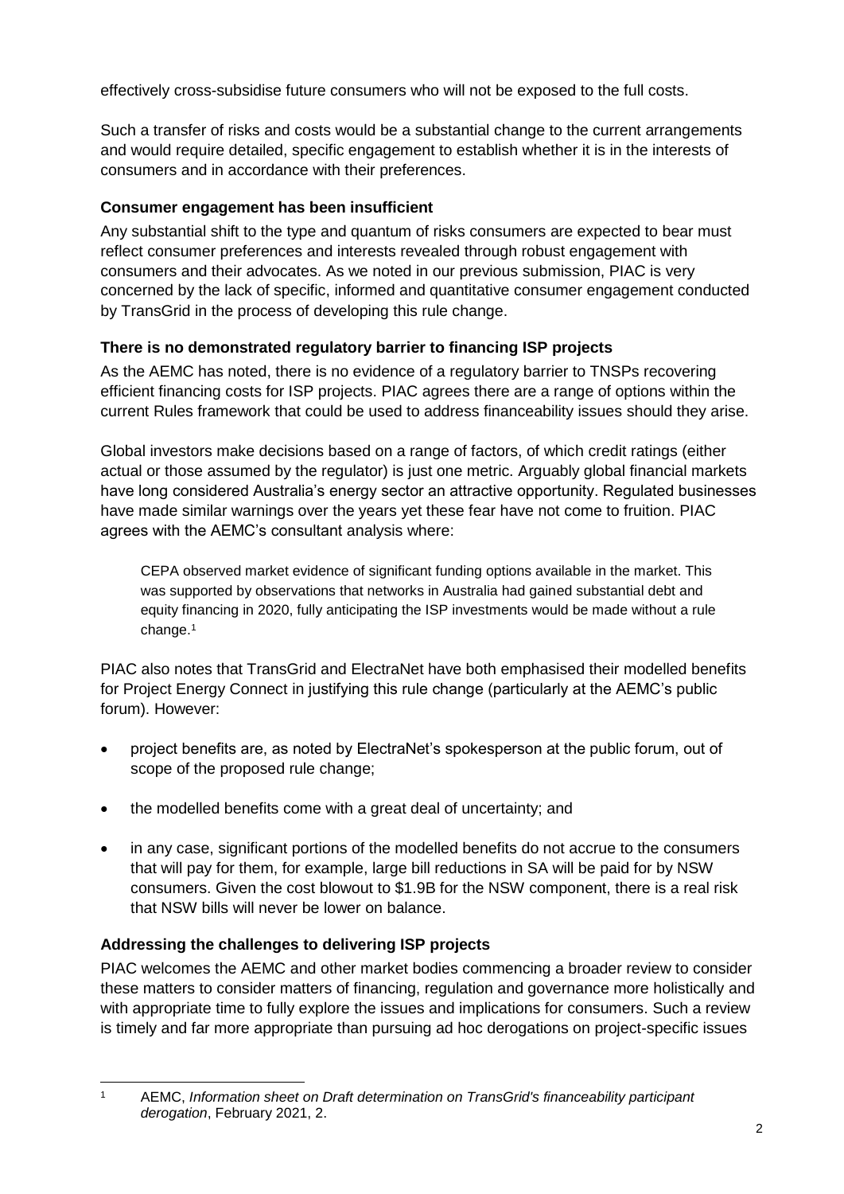effectively cross-subsidise future consumers who will not be exposed to the full costs.

Such a transfer of risks and costs would be a substantial change to the current arrangements and would require detailed, specific engagement to establish whether it is in the interests of consumers and in accordance with their preferences.

### Consumer engagement has been insufficient

Any substantial shift to the type and quantum of risks consumers are expected to bear must reflect consumer preferences and interests revealed through robust engagement with consumers and their advocates. As we noted in our previous submission, PIAC is very concerned by the lack of specific, informed and quantitative consumer engagement conducted by TransGrid in the process of developing this rule change.

### There is no demonstrated regulatory barrier to financing ISP projects

As the AEMC has noted, there is no evidence of a regulatory barrier to TNSPs recovering efficient financing costs for ISP projects. PIAC agrees there are a range of options within the current Rules framework that could be used to address financeability issues should they arise.

Global investors make decisions based on a range of factors, of which credit ratings (either actual or those assumed by the regulator) is just one metric. Arguably global financial markets have long considered Australia's energy sector an attractive opportunity. Regulated businesses have made similar warnings over the years yet these fear have not come to fruition. PIAC agrees with the AEMC's consultant analysis where:

> CEPA observed market evidence of significant funding options available in the market. This was supported by observations that networks in Australia had gained substantial debt and equity financing in 2020, fully anticipating the ISP investments would be made without a rule change.[1]

PIAC also notes that TransGrid and ElectraNet have both emphasised their modelled benefits for Project Energy Connect in justifying this rule change (particularly at the AEMC's public forum). However:

- project benefits are, as noted by ElectraNet's spokesperson at the public forum, out of scope of the proposed rule change;
- the modelled benefits come with a great deal of uncertainty; and
- in any case, significant portions of the modelled benefits do not accrue to the consumers that will pay for them, for example, large bill reductions in SA will be paid for by NSW consumers. Given the cost blowout to \$1.9B for the NSW component, there is a real risk that NSW bills will never be lower on balance.

### Addressing the challenges to delivering ISP projects

PIAC welcomes the AEMC and other market bodies commencing a broader review to consider these matters to consider matters of financing, regulation and governance more holistically and with appropriate time to fully explore the issues and implications for consumers. Such a review is timely and far more appropriate than pursuing ad hoc derogations on project-specific issues

---

[1] AEMC, *Information sheet on Draft determination on TransGrid's financeability participant derogation*, February 2021, 2.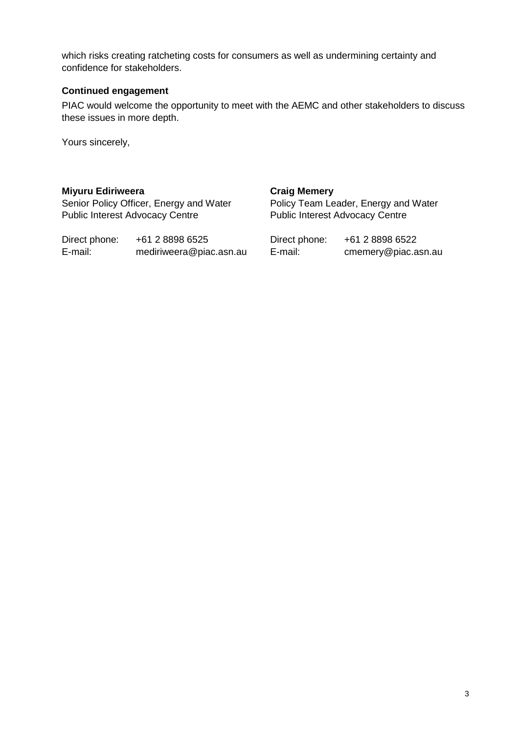which risks creating ratcheting costs for consumers as well as undermining certainty and confidence for stakeholders.

**Continued engagement**

PIAC would welcome the opportunity to meet with the AEMC and other stakeholders to discuss these issues in more depth.

Yours sincerely,

**Miyuru Ediriweera**
Senior Policy Officer, Energy and Water
Public Interest Advocacy Centre

Direct phone: +61 2 8898 6525
E-mail: mediriweera@piac.asn.au

**Craig Memery**
Policy Team Leader, Energy and Water
Public Interest Advocacy Centre

Direct phone: +61 2 8898 6522
E-mail: cmemery@piac.asn.au